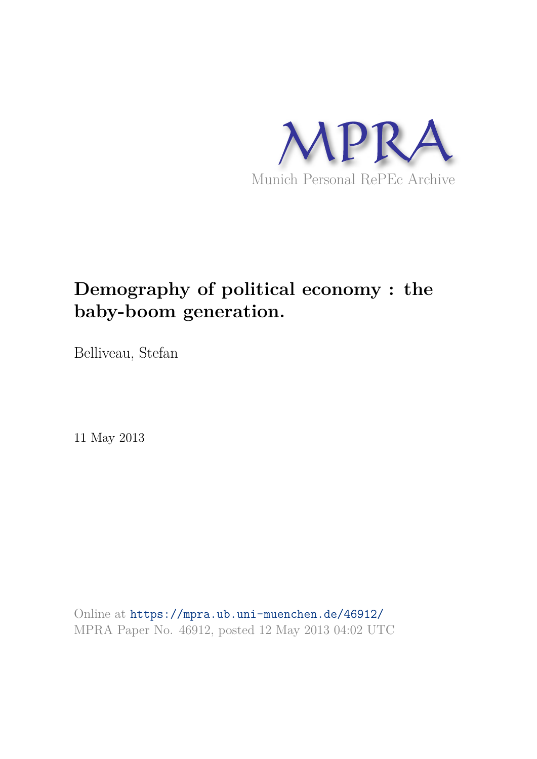MPRA

Munich Personal RePEc Archive

# Demography of political economy : the baby-boom generation.

Belliveau, Stefan

11 May 2013

Online at https://mpra.ub.uni-muenchen.de/46912/
MPRA Paper No. 46912, posted 12 May 2013 04:02 UTC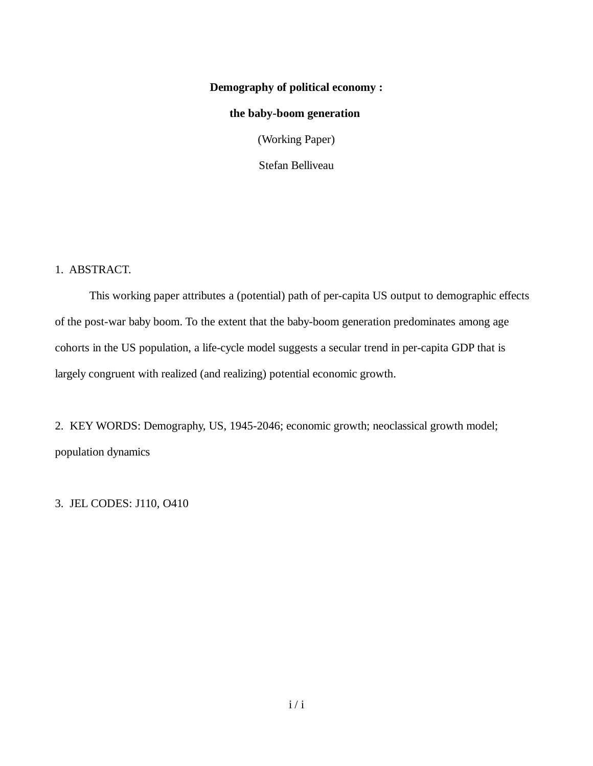**Demography of political economy :**

**the baby-boom generation**

(Working Paper)

Stefan Belliveau

1. ABSTRACT.

This working paper attributes a (potential) path of per-capita US output to demographic effects of the post-war baby boom. To the extent that the baby-boom generation predominates among age cohorts in the US population, a life-cycle model suggests a secular trend in per-capita GDP that is largely congruent with realized (and realizing) potential economic growth.

2. KEY WORDS: Demography, US, 1945-2046; economic growth; neoclassical growth model; population dynamics

3. JEL CODES: J110, O410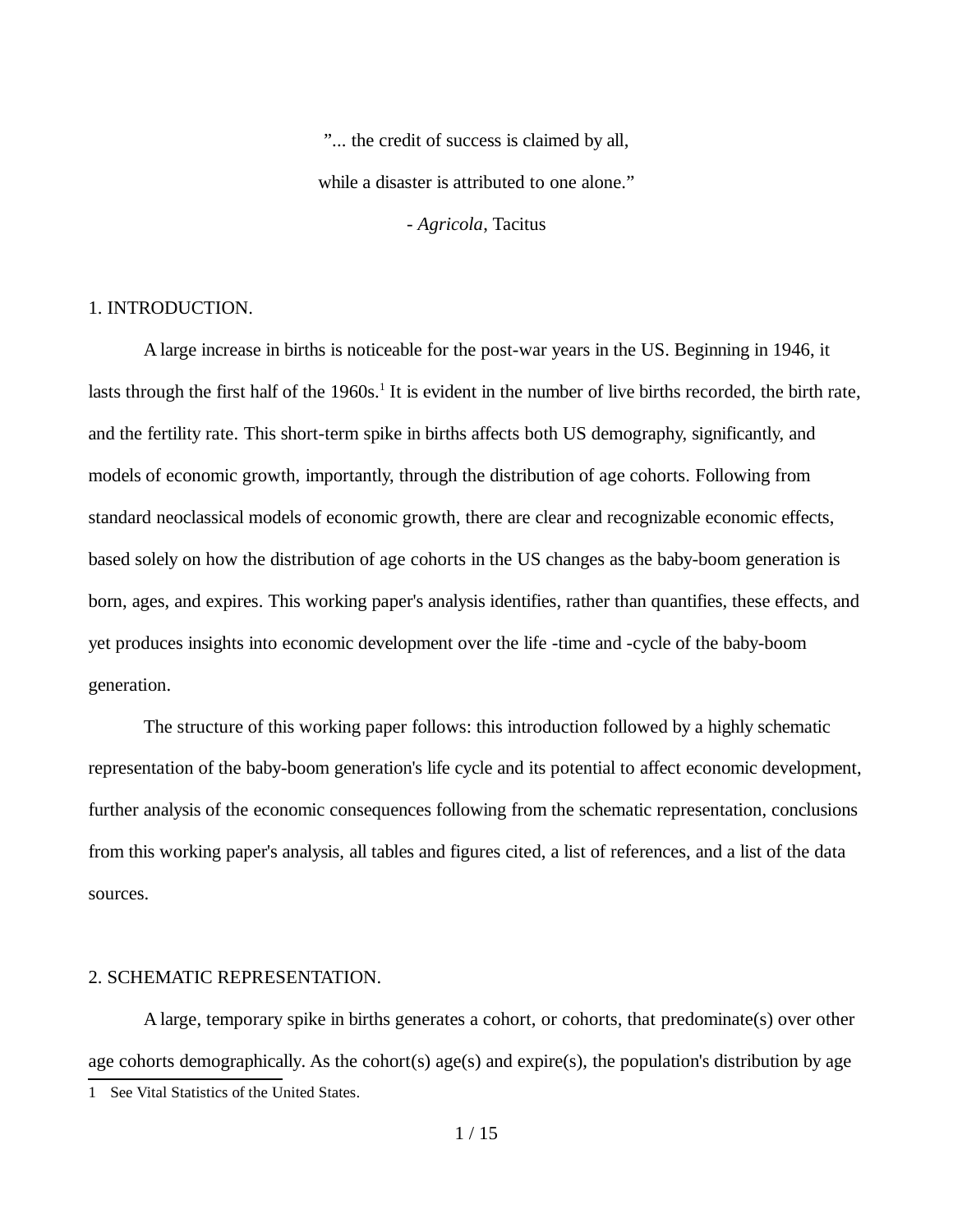"... the credit of success is claimed by all,

while a disaster is attributed to one alone."

- *Agricola*, Tacitus

## 1. INTRODUCTION.

A large increase in births is noticeable for the post-war years in the US. Beginning in 1946, it lasts through the first half of the 1960s.[1] It is evident in the number of live births recorded, the birth rate, and the fertility rate. This short-term spike in births affects both US demography, significantly, and models of economic growth, importantly, through the distribution of age cohorts. Following from standard neoclassical models of economic growth, there are clear and recognizable economic effects, based solely on how the distribution of age cohorts in the US changes as the baby-boom generation is born, ages, and expires. This working paper's analysis identifies, rather than quantifies, these effects, and yet produces insights into economic development over the life -time and -cycle of the baby-boom generation.

The structure of this working paper follows: this introduction followed by a highly schematic representation of the baby-boom generation's life cycle and its potential to affect economic development, further analysis of the economic consequences following from the schematic representation, conclusions from this working paper's analysis, all tables and figures cited, a list of references, and a list of the data sources.

## 2. SCHEMATIC REPRESENTATION.

A large, temporary spike in births generates a cohort, or cohorts, that predominate(s) over other age cohorts demographically. As the cohort(s) age(s) and expire(s), the population's distribution by age

[1] See Vital Statistics of the United States.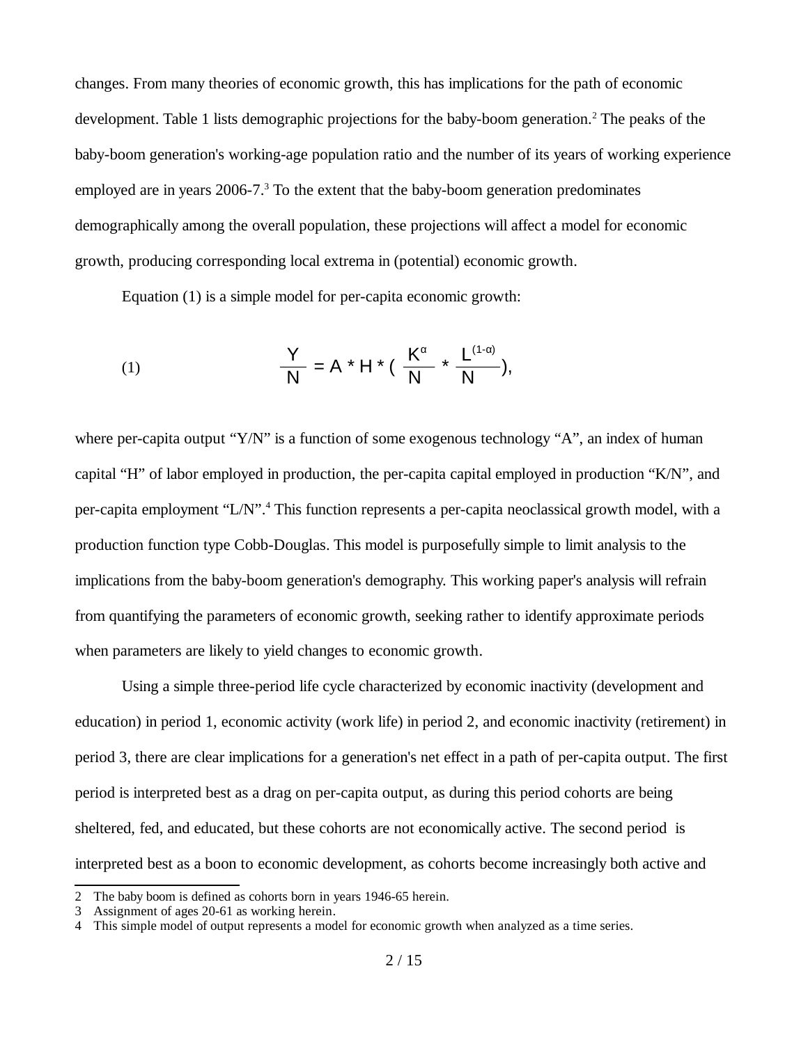changes. From many theories of economic growth, this has implications for the path of economic development. Table 1 lists demographic projections for the baby-boom generation.[2] The peaks of the baby-boom generation's working-age population ratio and the number of its years of working experience employed are in years 2006-7.[3] To the extent that the baby-boom generation predominates demographically among the overall population, these projections will affect a model for economic growth, producing corresponding local extrema in (potential) economic growth.

Equation (1) is a simple model for per-capita economic growth:

$$\text{(1)} \qquad \frac{Y}{N} = A * H * \left( \frac{K^{\alpha}}{N} * \frac{L^{(1-\alpha)}}{N} \right),$$

where per-capita output "Y/N" is a function of some exogenous technology "A", an index of human capital "H" of labor employed in production, the per-capita capital employed in production "K/N", and per-capita employment "L/N".[4] This function represents a per-capita neoclassical growth model, with a production function type Cobb-Douglas. This model is purposefully simple to limit analysis to the implications from the baby-boom generation's demography. This working paper's analysis will refrain from quantifying the parameters of economic growth, seeking rather to identify approximate periods when parameters are likely to yield changes to economic growth.

Using a simple three-period life cycle characterized by economic inactivity (development and education) in period 1, economic activity (work life) in period 2, and economic inactivity (retirement) in period 3, there are clear implications for a generation's net effect in a path of per-capita output. The first period is interpreted best as a drag on per-capita output, as during this period cohorts are being sheltered, fed, and educated, but these cohorts are not economically active. The second period is interpreted best as a boon to economic development, as cohorts become increasingly both active and

---

2 The baby boom is defined as cohorts born in years 1946-65 herein.

3 Assignment of ages 20-61 as working herein.

4 This simple model of output represents a model for economic growth when analyzed as a time series.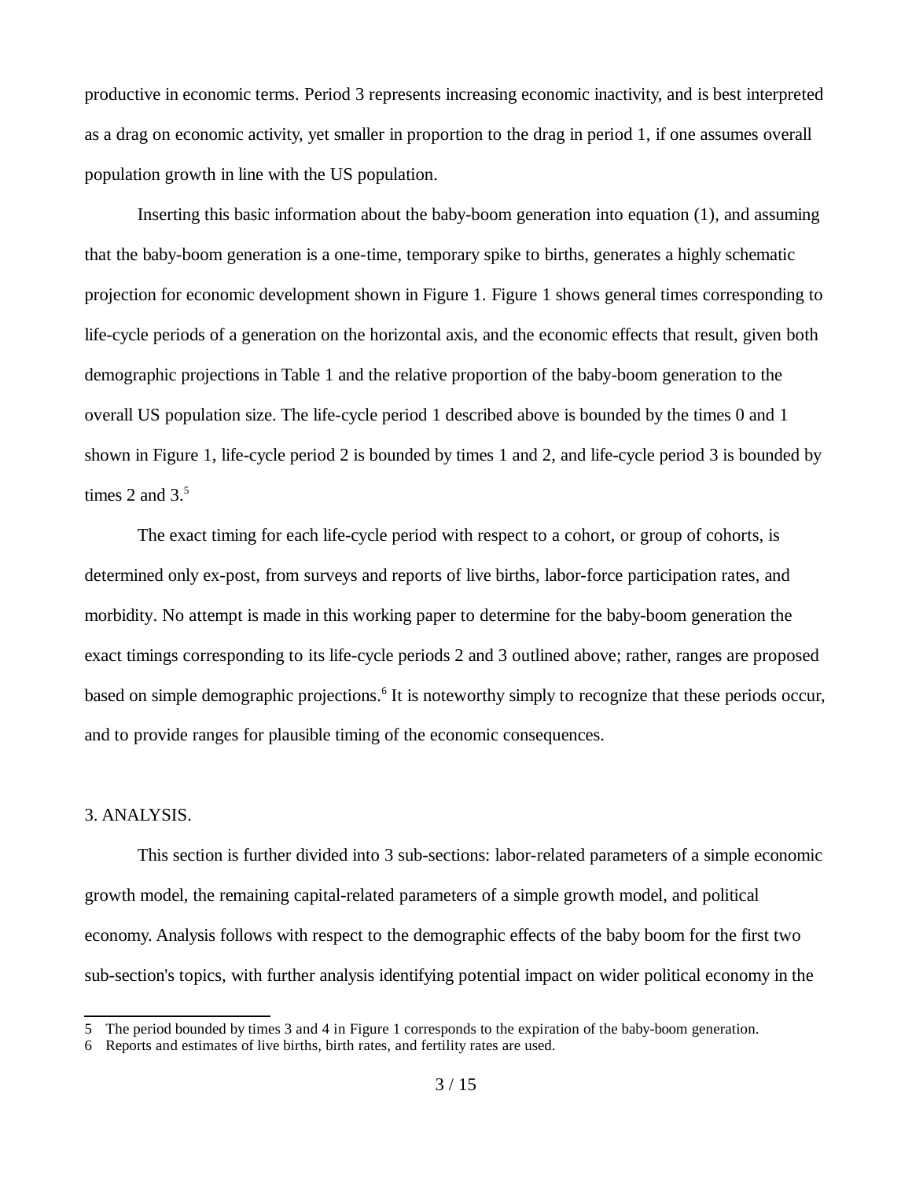productive in economic terms. Period 3 represents increasing economic inactivity, and is best interpreted as a drag on economic activity, yet smaller in proportion to the drag in period 1, if one assumes overall population growth in line with the US population.

Inserting this basic information about the baby-boom generation into equation (1), and assuming that the baby-boom generation is a one-time, temporary spike to births, generates a highly schematic projection for economic development shown in Figure 1. Figure 1 shows general times corresponding to life-cycle periods of a generation on the horizontal axis, and the economic effects that result, given both demographic projections in Table 1 and the relative proportion of the baby-boom generation to the overall US population size. The life-cycle period 1 described above is bounded by the times 0 and 1 shown in Figure 1, life-cycle period 2 is bounded by times 1 and 2, and life-cycle period 3 is bounded by times 2 and 3.[5]

The exact timing for each life-cycle period with respect to a cohort, or group of cohorts, is determined only ex-post, from surveys and reports of live births, labor-force participation rates, and morbidity. No attempt is made in this working paper to determine for the baby-boom generation the exact timings corresponding to its life-cycle periods 2 and 3 outlined above; rather, ranges are proposed based on simple demographic projections.[6] It is noteworthy simply to recognize that these periods occur, and to provide ranges for plausible timing of the economic consequences.

## 3. ANALYSIS.

This section is further divided into 3 sub-sections: labor-related parameters of a simple economic growth model, the remaining capital-related parameters of a simple growth model, and political economy. Analysis follows with respect to the demographic effects of the baby boom for the first two sub-section's topics, with further analysis identifying potential impact on wider political economy in the

---

5 The period bounded by times 3 and 4 in Figure 1 corresponds to the expiration of the baby-boom generation.

6 Reports and estimates of live births, birth rates, and fertility rates are used.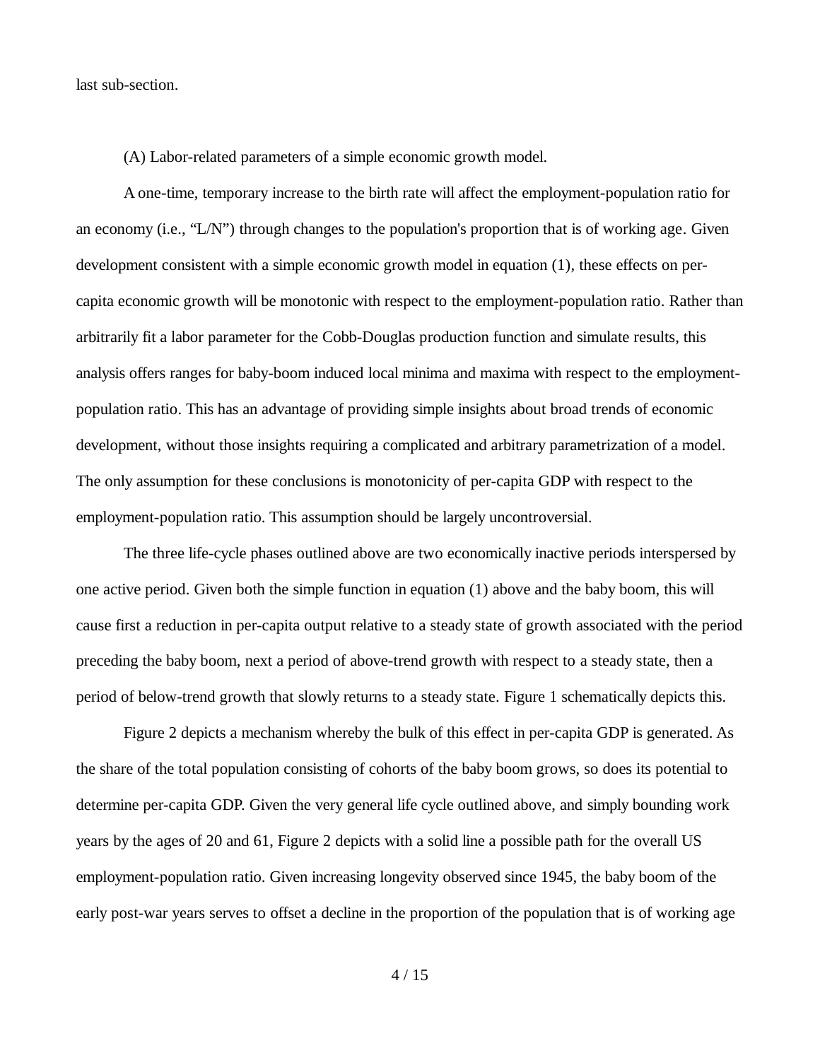last sub-section.

(A) Labor-related parameters of a simple economic growth model.

A one-time, temporary increase to the birth rate will affect the employment-population ratio for an economy (i.e., “L/N”) through changes to the population's proportion that is of working age. Given development consistent with a simple economic growth model in equation (1), these effects on per-capita economic growth will be monotonic with respect to the employment-population ratio. Rather than arbitrarily fit a labor parameter for the Cobb-Douglas production function and simulate results, this analysis offers ranges for baby-boom induced local minima and maxima with respect to the employment-population ratio. This has an advantage of providing simple insights about broad trends of economic development, without those insights requiring a complicated and arbitrary parametrization of a model. The only assumption for these conclusions is monotonicity of per-capita GDP with respect to the employment-population ratio. This assumption should be largely uncontroversial.

The three life-cycle phases outlined above are two economically inactive periods interspersed by one active period. Given both the simple function in equation (1) above and the baby boom, this will cause first a reduction in per-capita output relative to a steady state of growth associated with the period preceding the baby boom, next a period of above-trend growth with respect to a steady state, then a period of below-trend growth that slowly returns to a steady state. Figure 1 schematically depicts this.

Figure 2 depicts a mechanism whereby the bulk of this effect in per-capita GDP is generated. As the share of the total population consisting of cohorts of the baby boom grows, so does its potential to determine per-capita GDP. Given the very general life cycle outlined above, and simply bounding work years by the ages of 20 and 61, Figure 2 depicts with a solid line a possible path for the overall US employment-population ratio. Given increasing longevity observed since 1945, the baby boom of the early post-war years serves to offset a decline in the proportion of the population that is of working age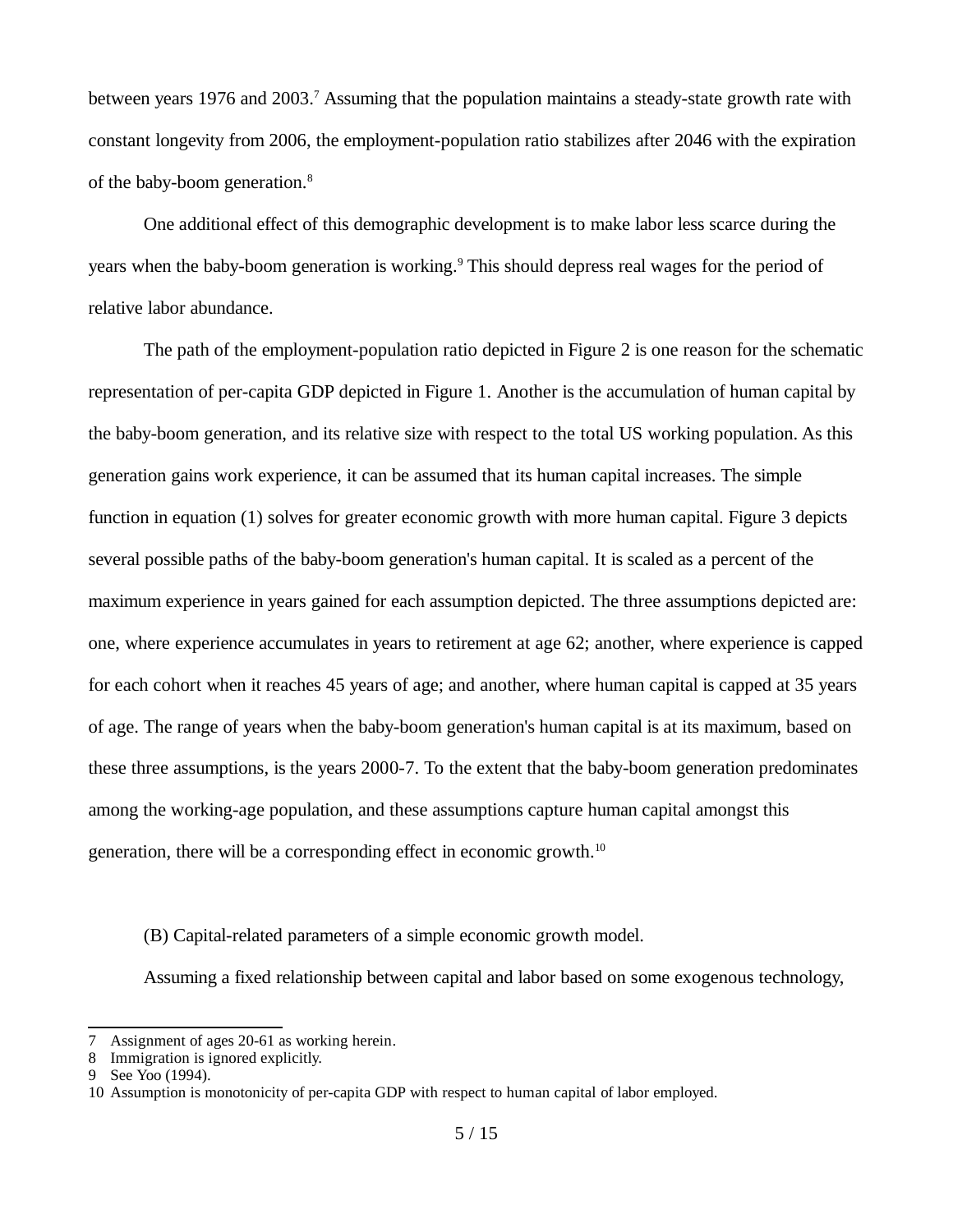between years 1976 and 2003.[7] Assuming that the population maintains a steady-state growth rate with constant longevity from 2006, the employment-population ratio stabilizes after 2046 with the expiration of the baby-boom generation.[8]

One additional effect of this demographic development is to make labor less scarce during the years when the baby-boom generation is working.[9] This should depress real wages for the period of relative labor abundance.

The path of the employment-population ratio depicted in Figure 2 is one reason for the schematic representation of per-capita GDP depicted in Figure 1. Another is the accumulation of human capital by the baby-boom generation, and its relative size with respect to the total US working population. As this generation gains work experience, it can be assumed that its human capital increases. The simple function in equation (1) solves for greater economic growth with more human capital. Figure 3 depicts several possible paths of the baby-boom generation's human capital. It is scaled as a percent of the maximum experience in years gained for each assumption depicted. The three assumptions depicted are: one, where experience accumulates in years to retirement at age 62; another, where experience is capped for each cohort when it reaches 45 years of age; and another, where human capital is capped at 35 years of age. The range of years when the baby-boom generation's human capital is at its maximum, based on these three assumptions, is the years 2000-7. To the extent that the baby-boom generation predominates among the working-age population, and these assumptions capture human capital amongst this generation, there will be a corresponding effect in economic growth.[10]

(B) Capital-related parameters of a simple economic growth model.

Assuming a fixed relationship between capital and labor based on some exogenous technology,

---

7 Assignment of ages 20-61 as working herein.

8 Immigration is ignored explicitly.

9 See Yoo (1994).

10 Assumption is monotonicity of per-capita GDP with respect to human capital of labor employed.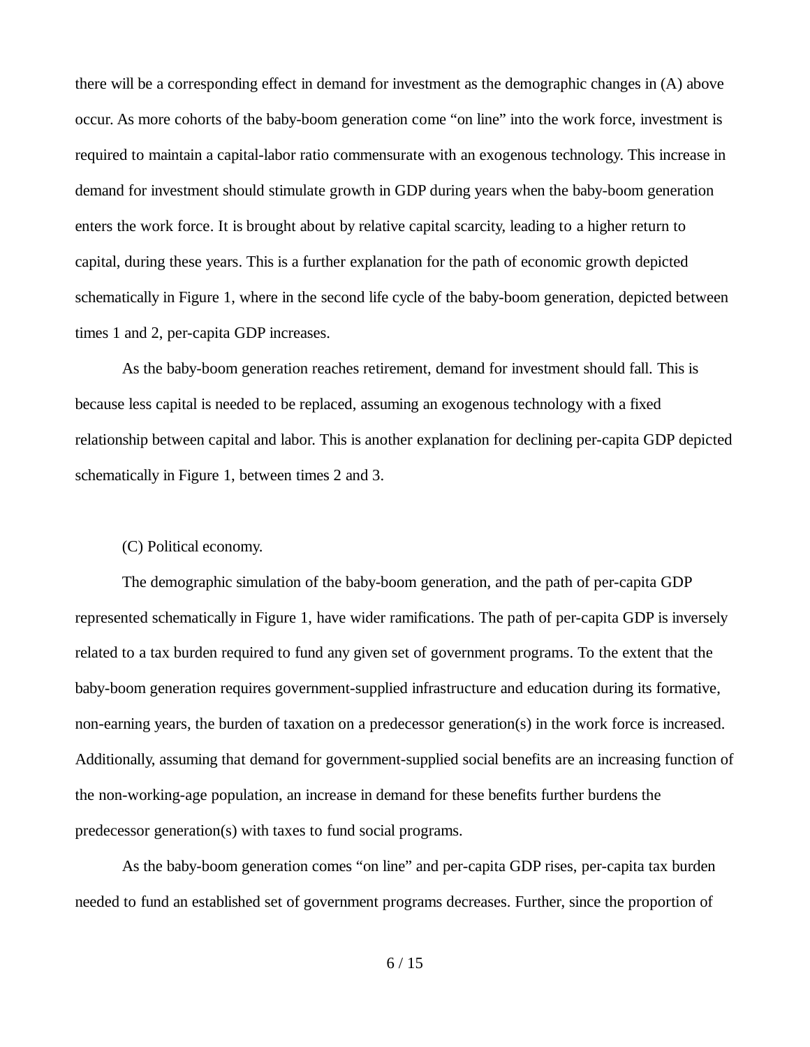there will be a corresponding effect in demand for investment as the demographic changes in (A) above occur. As more cohorts of the baby-boom generation come "on line" into the work force, investment is required to maintain a capital-labor ratio commensurate with an exogenous technology. This increase in demand for investment should stimulate growth in GDP during years when the baby-boom generation enters the work force. It is brought about by relative capital scarcity, leading to a higher return to capital, during these years. This is a further explanation for the path of economic growth depicted schematically in Figure 1, where in the second life cycle of the baby-boom generation, depicted between times 1 and 2, per-capita GDP increases.

As the baby-boom generation reaches retirement, demand for investment should fall. This is because less capital is needed to be replaced, assuming an exogenous technology with a fixed relationship between capital and labor. This is another explanation for declining per-capita GDP depicted schematically in Figure 1, between times 2 and 3.

(C) Political economy.

The demographic simulation of the baby-boom generation, and the path of per-capita GDP represented schematically in Figure 1, have wider ramifications. The path of per-capita GDP is inversely related to a tax burden required to fund any given set of government programs. To the extent that the baby-boom generation requires government-supplied infrastructure and education during its formative, non-earning years, the burden of taxation on a predecessor generation(s) in the work force is increased. Additionally, assuming that demand for government-supplied social benefits are an increasing function of the non-working-age population, an increase in demand for these benefits further burdens the predecessor generation(s) with taxes to fund social programs.

As the baby-boom generation comes "on line" and per-capita GDP rises, per-capita tax burden needed to fund an established set of government programs decreases. Further, since the proportion of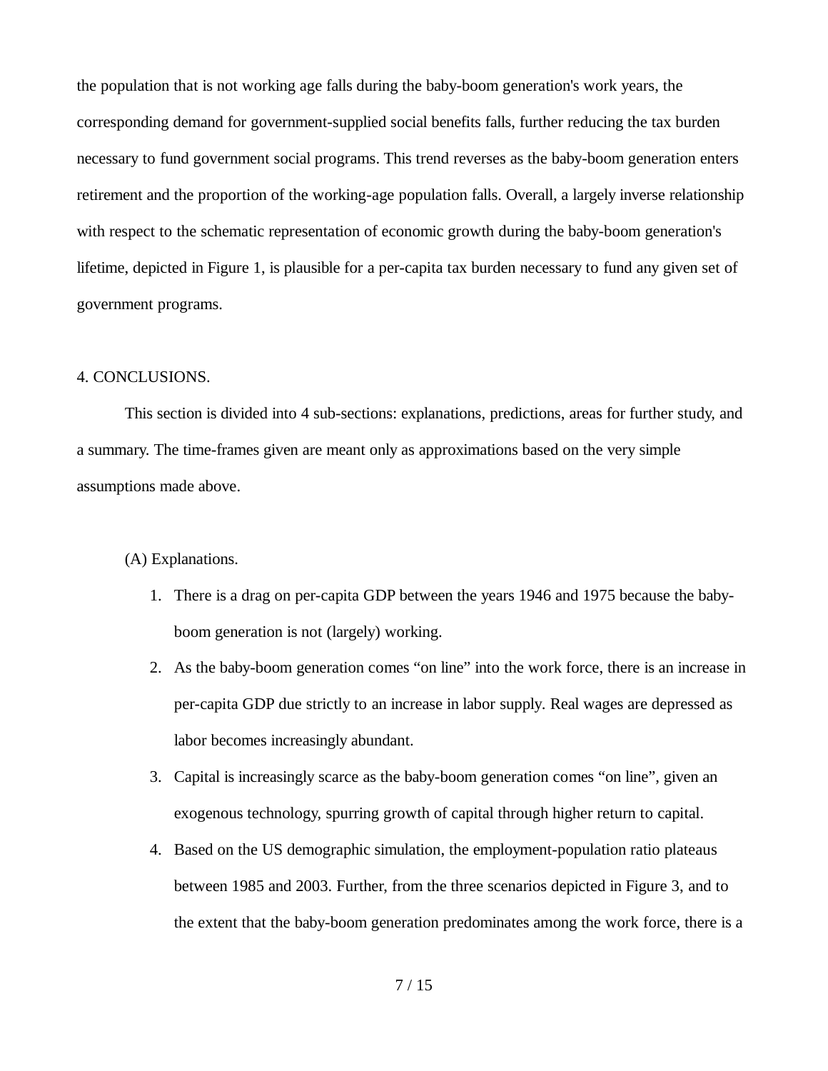the population that is not working age falls during the baby-boom generation's work years, the corresponding demand for government-supplied social benefits falls, further reducing the tax burden necessary to fund government social programs. This trend reverses as the baby-boom generation enters retirement and the proportion of the working-age population falls. Overall, a largely inverse relationship with respect to the schematic representation of economic growth during the baby-boom generation's lifetime, depicted in Figure 1, is plausible for a per-capita tax burden necessary to fund any given set of government programs.

## 4. CONCLUSIONS.

This section is divided into 4 sub-sections: explanations, predictions, areas for further study, and a summary. The time-frames given are meant only as approximations based on the very simple assumptions made above.

### (A) Explanations.

1. There is a drag on per-capita GDP between the years 1946 and 1975 because the baby-boom generation is not (largely) working.
2. As the baby-boom generation comes "on line" into the work force, there is an increase in per-capita GDP due strictly to an increase in labor supply. Real wages are depressed as labor becomes increasingly abundant.
3. Capital is increasingly scarce as the baby-boom generation comes "on line", given an exogenous technology, spurring growth of capital through higher return to capital.
4. Based on the US demographic simulation, the employment-population ratio plateaus between 1985 and 2003. Further, from the three scenarios depicted in Figure 3, and to the extent that the baby-boom generation predominates among the work force, there is a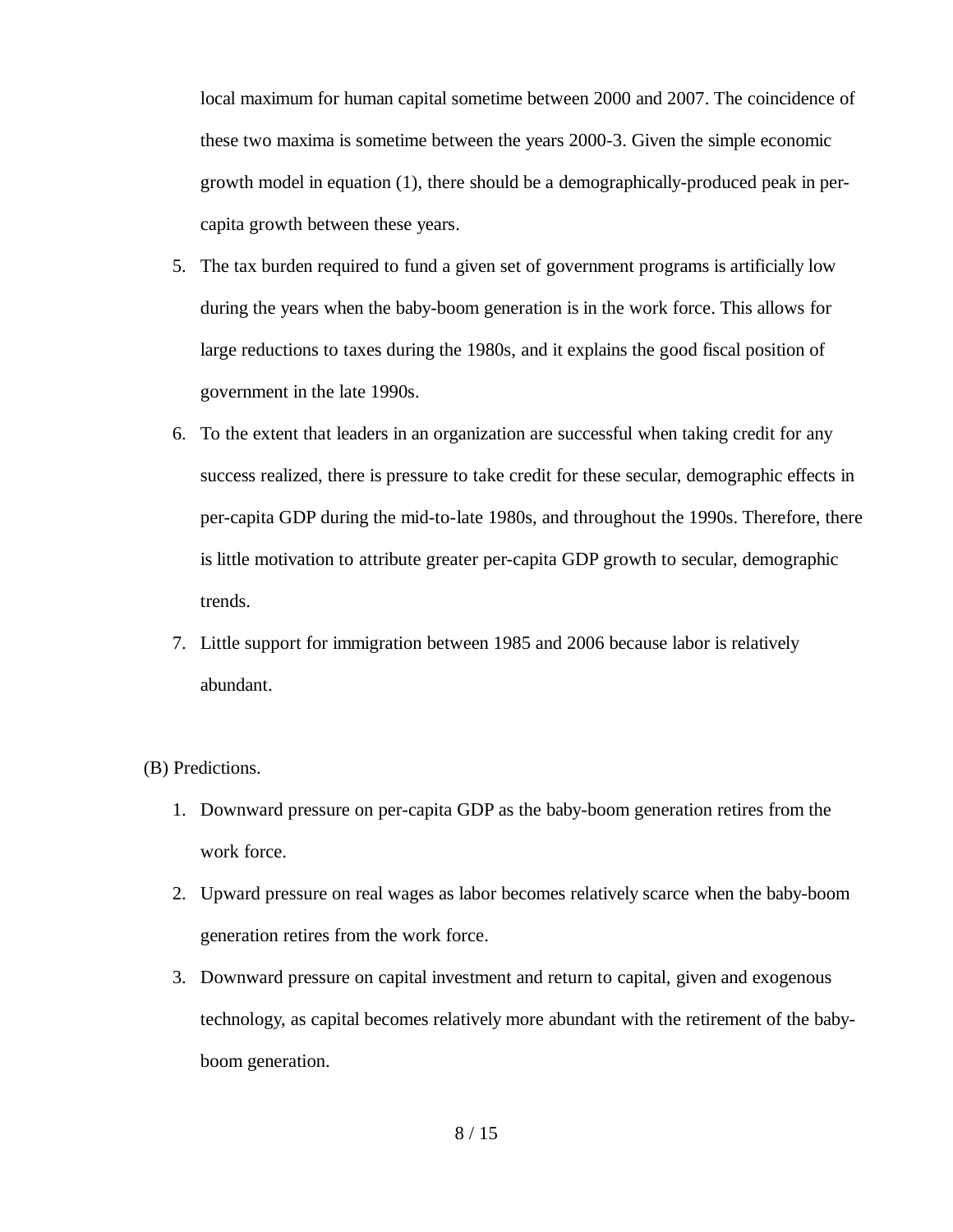local maximum for human capital sometime between 2000 and 2007. The coincidence of these two maxima is sometime between the years 2000-3. Given the simple economic growth model in equation (1), there should be a demographically-produced peak in per-capita growth between these years.

5. The tax burden required to fund a given set of government programs is artificially low during the years when the baby-boom generation is in the work force. This allows for large reductions to taxes during the 1980s, and it explains the good fiscal position of government in the late 1990s.
6. To the extent that leaders in an organization are successful when taking credit for any success realized, there is pressure to take credit for these secular, demographic effects in per-capita GDP during the mid-to-late 1980s, and throughout the 1990s. Therefore, there is little motivation to attribute greater per-capita GDP growth to secular, demographic trends.
7. Little support for immigration between 1985 and 2006 because labor is relatively abundant.

(B) Predictions.

1. Downward pressure on per-capita GDP as the baby-boom generation retires from the work force.
2. Upward pressure on real wages as labor becomes relatively scarce when the baby-boom generation retires from the work force.
3. Downward pressure on capital investment and return to capital, given and exogenous technology, as capital becomes relatively more abundant with the retirement of the baby-boom generation.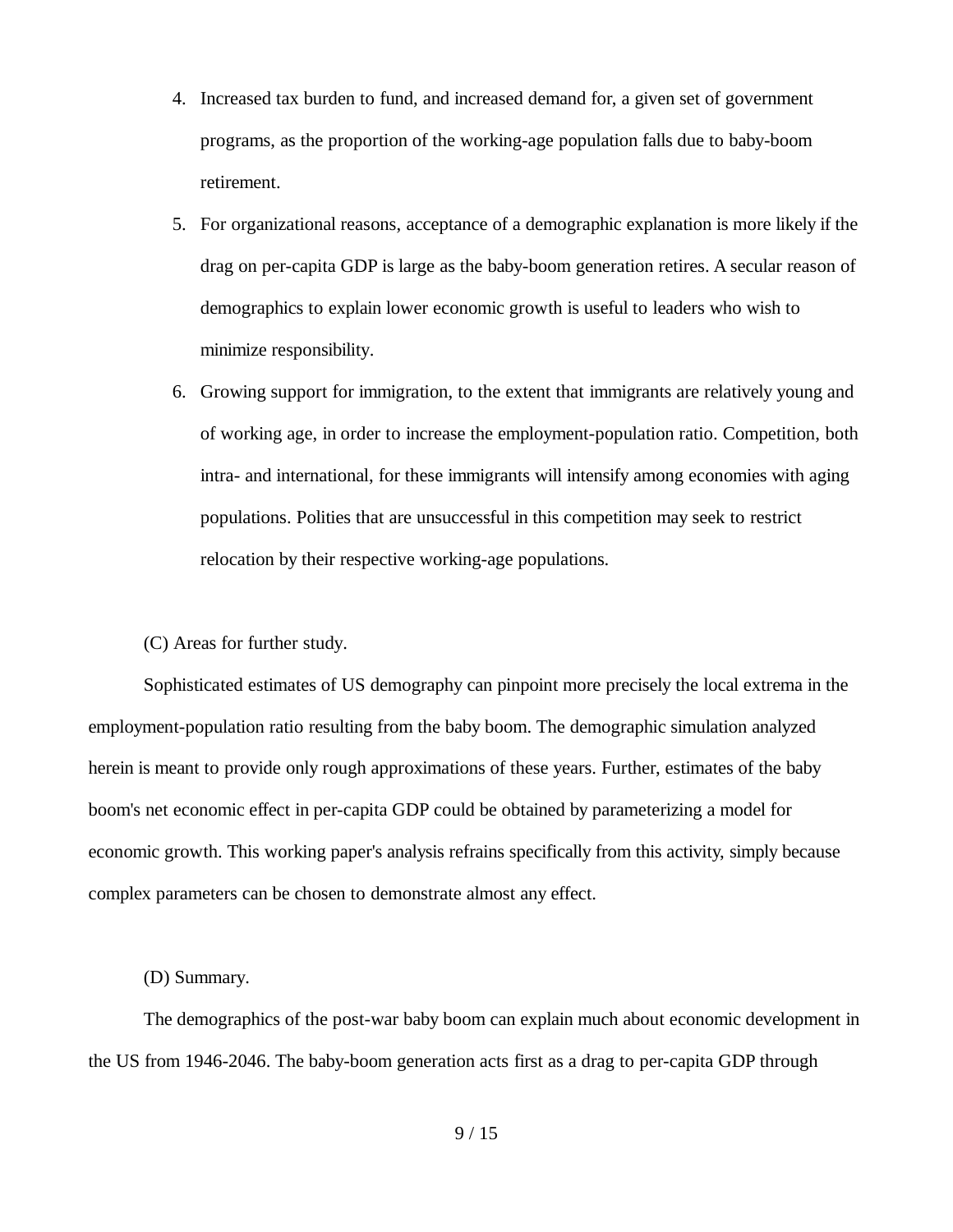4. Increased tax burden to fund, and increased demand for, a given set of government programs, as the proportion of the working-age population falls due to baby-boom retirement.
5. For organizational reasons, acceptance of a demographic explanation is more likely if the drag on per-capita GDP is large as the baby-boom generation retires. A secular reason of demographics to explain lower economic growth is useful to leaders who wish to minimize responsibility.
6. Growing support for immigration, to the extent that immigrants are relatively young and of working age, in order to increase the employment-population ratio. Competition, both intra- and international, for these immigrants will intensify among economies with aging populations. Polities that are unsuccessful in this competition may seek to restrict relocation by their respective working-age populations.

(C) Areas for further study.

Sophisticated estimates of US demography can pinpoint more precisely the local extrema in the employment-population ratio resulting from the baby boom. The demographic simulation analyzed herein is meant to provide only rough approximations of these years. Further, estimates of the baby boom's net economic effect in per-capita GDP could be obtained by parameterizing a model for economic growth. This working paper's analysis refrains specifically from this activity, simply because complex parameters can be chosen to demonstrate almost any effect.

(D) Summary.

The demographics of the post-war baby boom can explain much about economic development in the US from 1946-2046. The baby-boom generation acts first as a drag to per-capita GDP through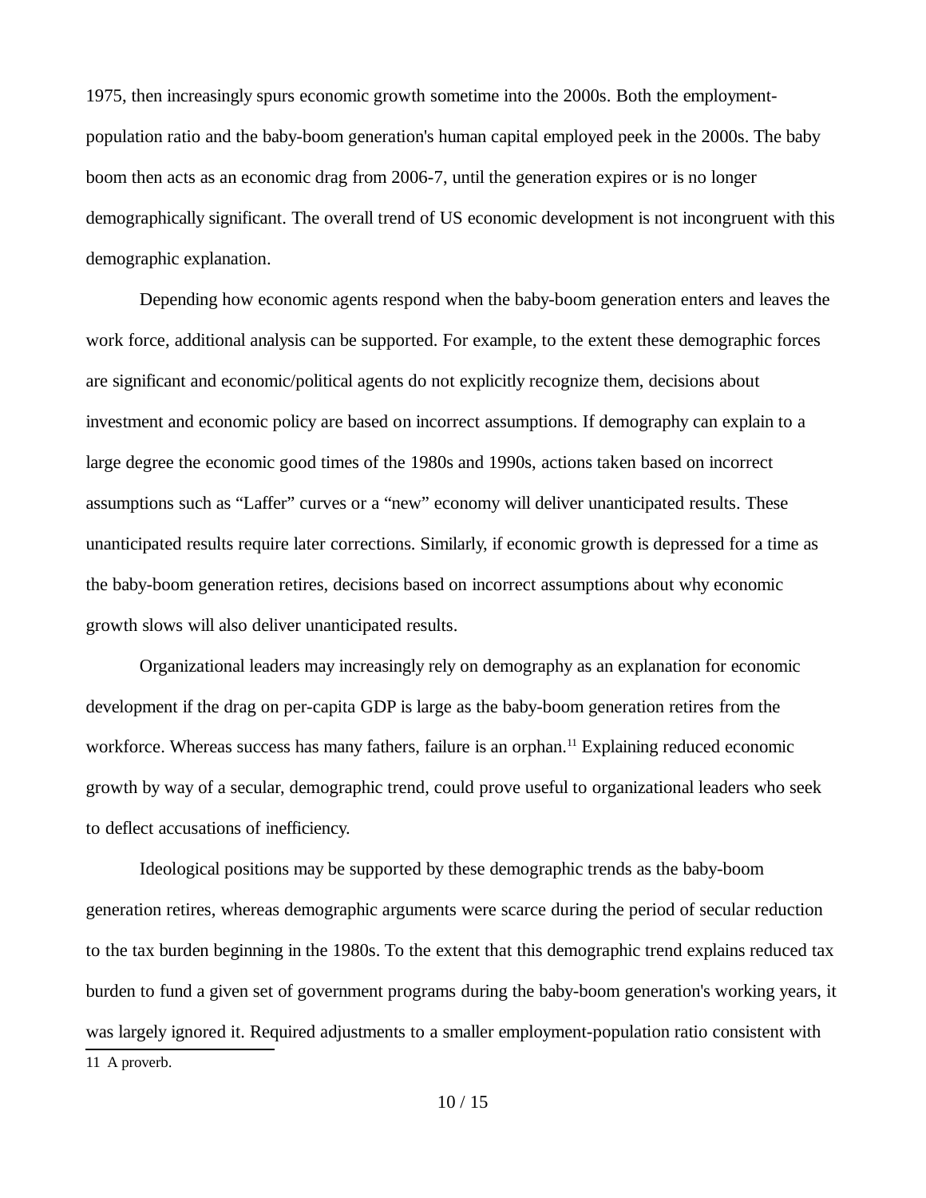1975, then increasingly spurs economic growth sometime into the 2000s. Both the employment-population ratio and the baby-boom generation's human capital employed peek in the 2000s. The baby boom then acts as an economic drag from 2006-7, until the generation expires or is no longer demographically significant. The overall trend of US economic development is not incongruent with this demographic explanation.

Depending how economic agents respond when the baby-boom generation enters and leaves the work force, additional analysis can be supported. For example, to the extent these demographic forces are significant and economic/political agents do not explicitly recognize them, decisions about investment and economic policy are based on incorrect assumptions. If demography can explain to a large degree the economic good times of the 1980s and 1990s, actions taken based on incorrect assumptions such as "Laffer" curves or a "new" economy will deliver unanticipated results. These unanticipated results require later corrections. Similarly, if economic growth is depressed for a time as the baby-boom generation retires, decisions based on incorrect assumptions about why economic growth slows will also deliver unanticipated results.

Organizational leaders may increasingly rely on demography as an explanation for economic development if the drag on per-capita GDP is large as the baby-boom generation retires from the workforce. Whereas success has many fathers, failure is an orphan.[11] Explaining reduced economic growth by way of a secular, demographic trend, could prove useful to organizational leaders who seek to deflect accusations of inefficiency.

Ideological positions may be supported by these demographic trends as the baby-boom generation retires, whereas demographic arguments were scarce during the period of secular reduction to the tax burden beginning in the 1980s. To the extent that this demographic trend explains reduced tax burden to fund a given set of government programs during the baby-boom generation's working years, it was largely ignored it. Required adjustments to a smaller employment-population ratio consistent with

11 A proverb.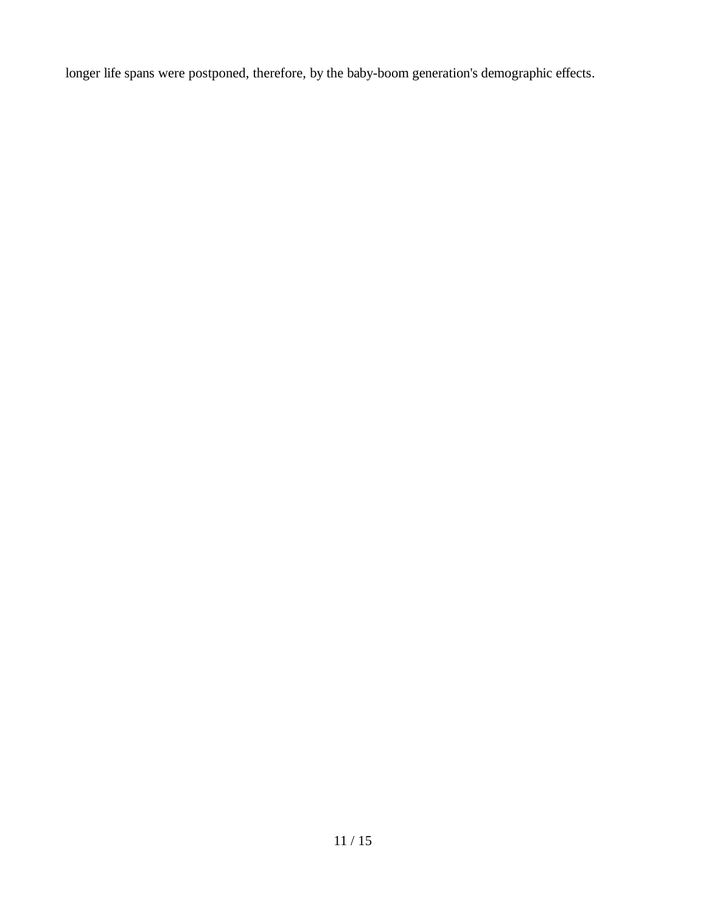longer life spans were postponed, therefore, by the baby-boom generation's demographic effects.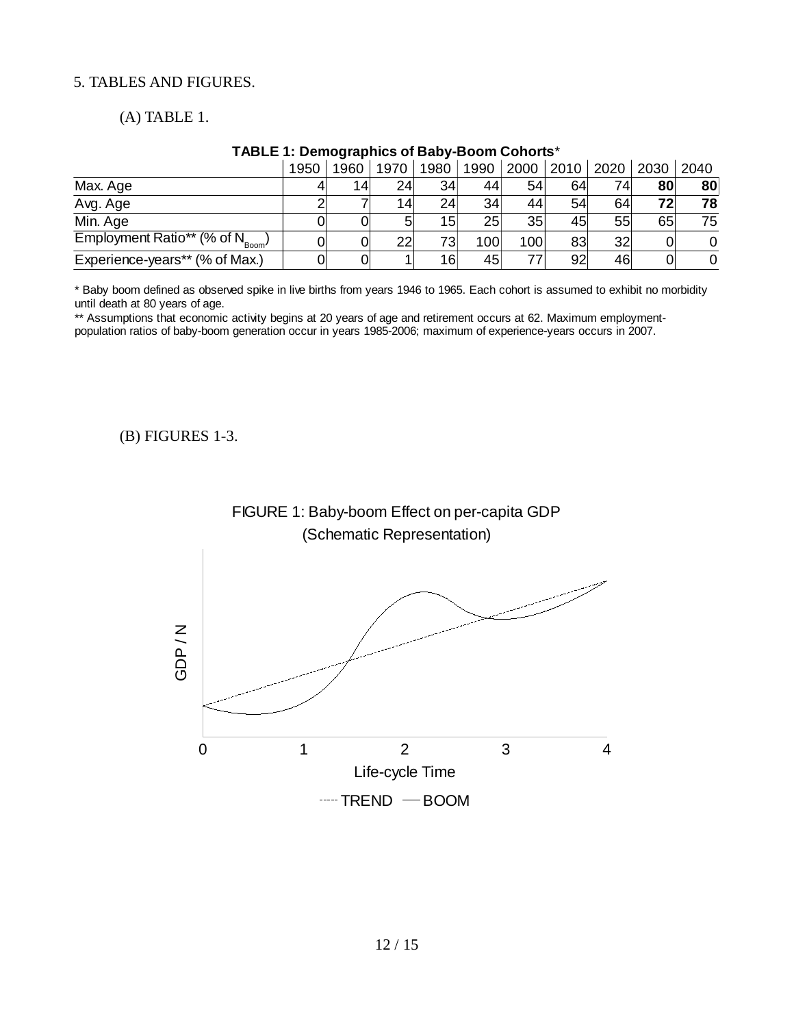5. TABLES AND FIGURES.

(A) TABLE 1.

**TABLE 1: Demographics of Baby-Boom Cohorts***

| | 1950 | 1960 | 1970 | 1980 | 1990 | 2000 | 2010 | 2020 | 2030 | 2040 |
|---|---|---|---|---|---|---|---|---|---|---|
| Max. Age | 4 | 14 | 24 | 34 | 44 | 54 | 64 | 74 | **80** | **80** |
| Avg. Age | 2 | 7 | 14 | 24 | 34 | 44 | 54 | 64 | **72** | **78** |
| Min. Age | 0 | 0 | 5 | 15 | 25 | 35 | 45 | 55 | 65 | 75 |
| Employment Ratio** (% of $N_{Boom}$) | 0 | 0 | 22 | 73 | 100 | 100 | 83 | 32 | 0 | 0 |
| Experience-years** (% of Max.) | 0 | 0 | 1 | 16 | 45 | 77 | 92 | 46 | 0 | 0 |

* Baby boom defined as observed spike in live births from years 1946 to 1965. Each cohort is assumed to exhibit no morbidity until death at 80 years of age.

** Assumptions that economic activity begins at 20 years of age and retirement occurs at 62. Maximum employment-population ratios of baby-boom generation occur in years 1985-2006; maximum of experience-years occurs in 2007.

(B) FIGURES 1-3.

FIGURE 1: Baby-boom Effect on per-capita GDP (Schematic Representation)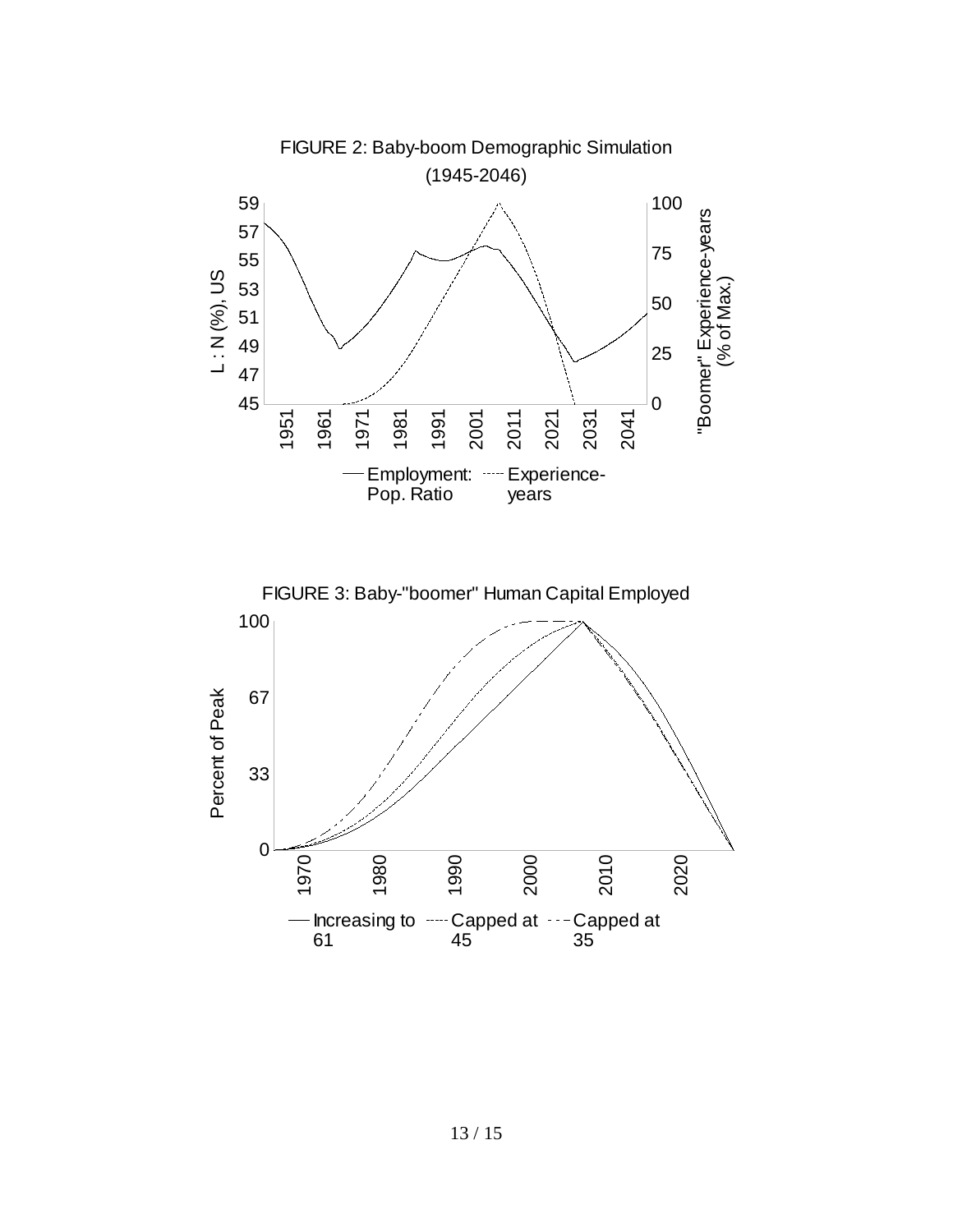FIGURE 2: Baby-boom Demographic Simulation (1945-2046)

FIGURE 3: Baby-"boomer" Human Capital Employed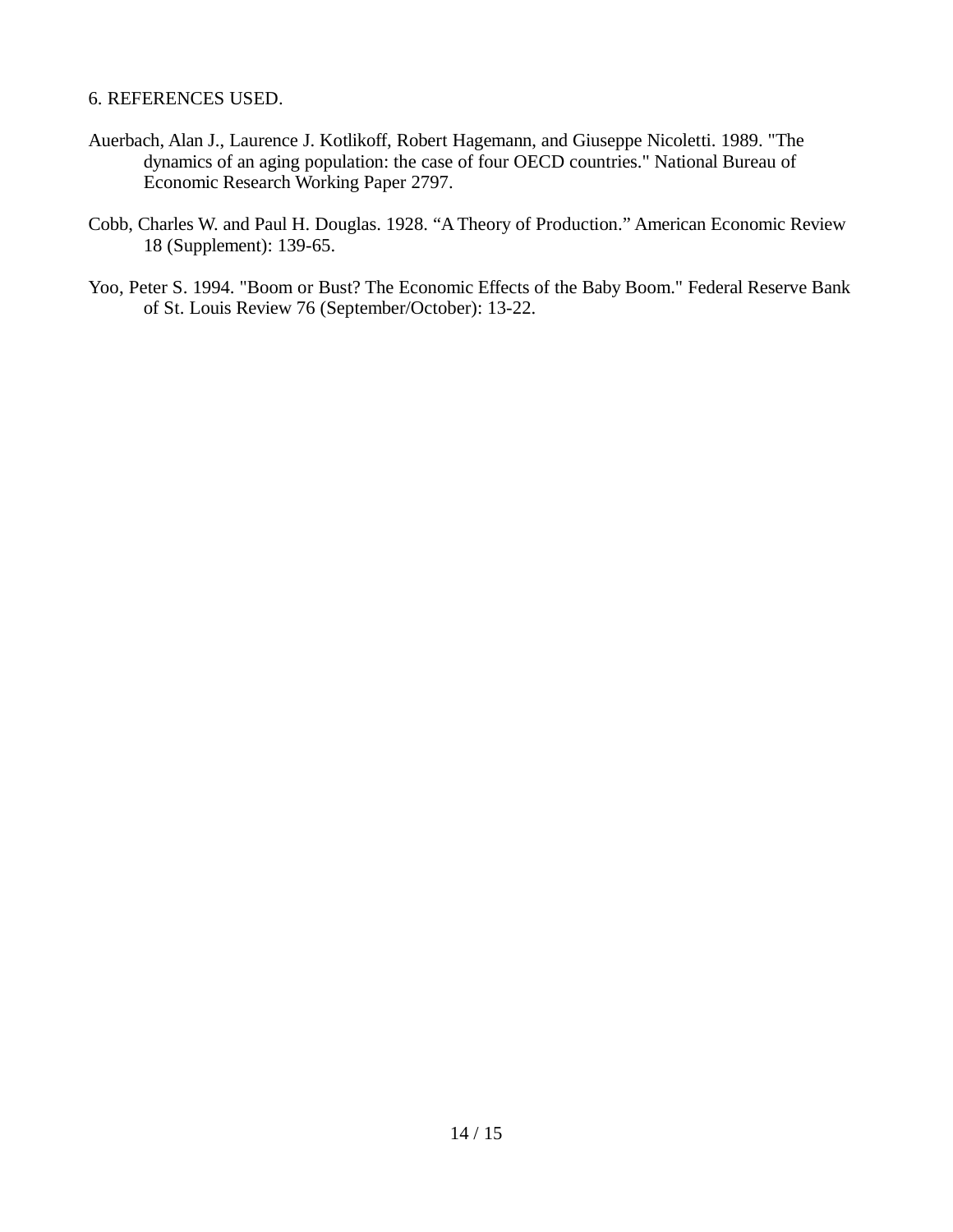## 6. REFERENCES USED.

Auerbach, Alan J., Laurence J. Kotlikoff, Robert Hagemann, and Giuseppe Nicoletti. 1989. "The dynamics of an aging population: the case of four OECD countries." National Bureau of Economic Research Working Paper 2797.

Cobb, Charles W. and Paul H. Douglas. 1928. “A Theory of Production.” American Economic Review 18 (Supplement): 139-65.

Yoo, Peter S. 1994. "Boom or Bust? The Economic Effects of the Baby Boom." Federal Reserve Bank of St. Louis Review 76 (September/October): 13-22.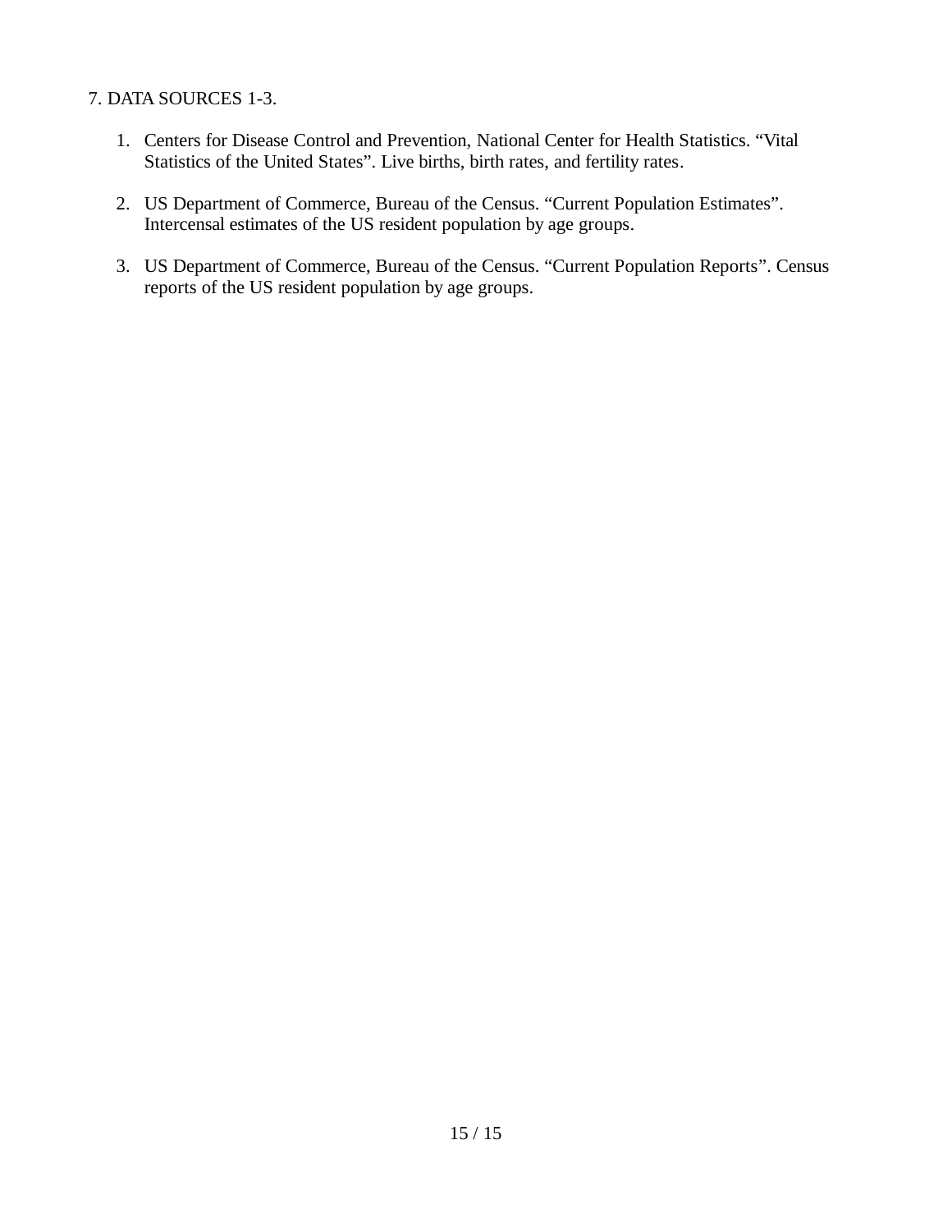7. DATA SOURCES 1-3.

1. Centers for Disease Control and Prevention, National Center for Health Statistics. “Vital Statistics of the United States”. Live births, birth rates, and fertility rates.

2. US Department of Commerce, Bureau of the Census. “Current Population Estimates”. Intercensal estimates of the US resident population by age groups.

3. US Department of Commerce, Bureau of the Census. “Current Population Reports”. Census reports of the US resident population by age groups.